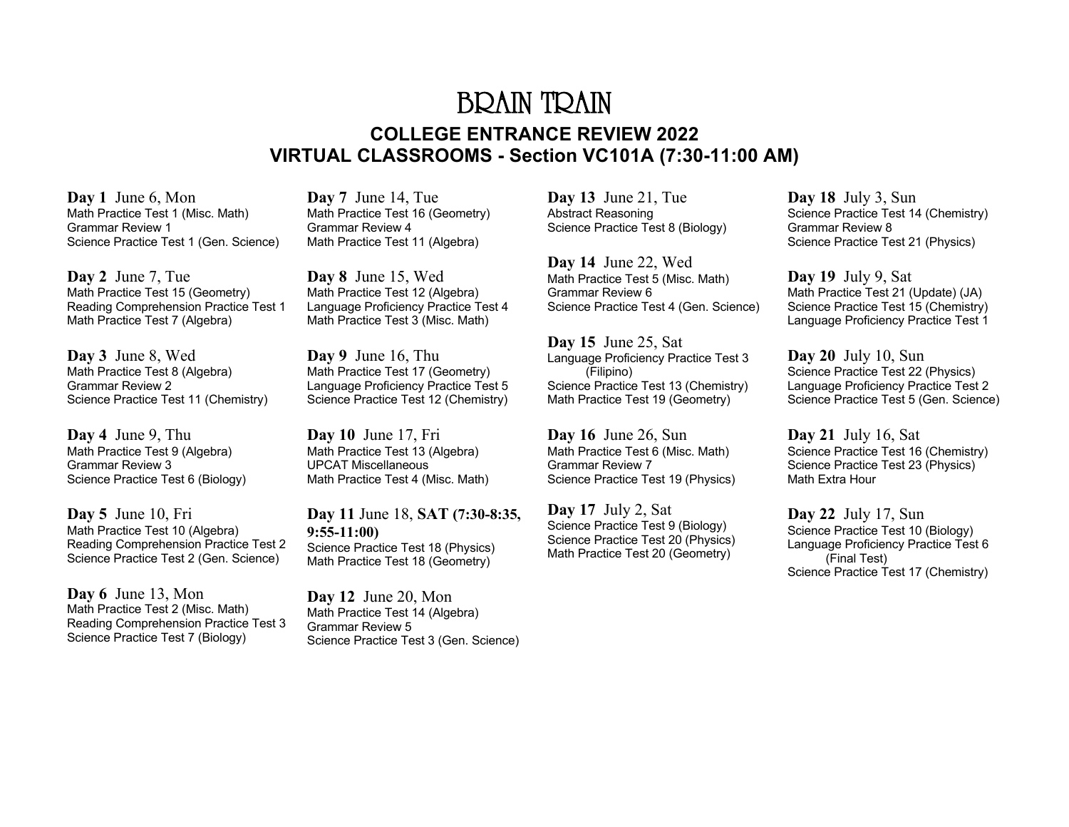# BRAIN TRAIN

## COLLEGE ENTRANCE REVIEW 2022
## VIRTUAL CLASSROOMS - Section VC101A (7:30-11:00 AM)

**Day 1** June 6, Mon
Math Practice Test 1 (Misc. Math)
Grammar Review 1
Science Practice Test 1 (Gen. Science)

**Day 2** June 7, Tue
Math Practice Test 15 (Geometry)
Reading Comprehension Practice Test 1
Math Practice Test 7 (Algebra)

**Day 3** June 8, Wed
Math Practice Test 8 (Algebra)
Grammar Review 2
Science Practice Test 11 (Chemistry)

**Day 4** June 9, Thu
Math Practice Test 9 (Algebra)
Grammar Review 3
Science Practice Test 6 (Biology)

**Day 5** June 10, Fri
Math Practice Test 10 (Algebra)
Reading Comprehension Practice Test 2
Science Practice Test 2 (Gen. Science)

**Day 6** June 13, Mon
Math Practice Test 2 (Misc. Math)
Reading Comprehension Practice Test 3
Science Practice Test 7 (Biology)

**Day 7** June 14, Tue
Math Practice Test 16 (Geometry)
Grammar Review 4
Math Practice Test 11 (Algebra)

**Day 8** June 15, Wed
Math Practice Test 12 (Algebra)
Language Proficiency Practice Test 4
Math Practice Test 3 (Misc. Math)

**Day 9** June 16, Thu
Math Practice Test 17 (Geometry)
Language Proficiency Practice Test 5
Science Practice Test 12 (Chemistry)

**Day 10** June 17, Fri
Math Practice Test 13 (Algebra)
UPCAT Miscellaneous
Math Practice Test 4 (Misc. Math)

**Day 11** June 18, **SAT (7:30-8:35, 9:55-11:00)**
Science Practice Test 18 (Physics)
Math Practice Test 18 (Geometry)

**Day 12** June 20, Mon
Math Practice Test 14 (Algebra)
Grammar Review 5
Science Practice Test 3 (Gen. Science)

**Day 13** June 21, Tue
Abstract Reasoning
Science Practice Test 8 (Biology)

**Day 14** June 22, Wed
Math Practice Test 5 (Misc. Math)
Grammar Review 6
Science Practice Test 4 (Gen. Science)

**Day 15** June 25, Sat
Language Proficiency Practice Test 3 (Filipino)
Science Practice Test 13 (Chemistry)
Math Practice Test 19 (Geometry)

**Day 16** June 26, Sun
Math Practice Test 6 (Misc. Math)
Grammar Review 7
Science Practice Test 19 (Physics)

**Day 17** July 2, Sat
Science Practice Test 9 (Biology)
Science Practice Test 20 (Physics)
Math Practice Test 20 (Geometry)

**Day 18** July 3, Sun
Science Practice Test 14 (Chemistry)
Grammar Review 8
Science Practice Test 21 (Physics)

**Day 19** July 9, Sat
Math Practice Test 21 (Update) (JA)
Science Practice Test 15 (Chemistry)
Language Proficiency Practice Test 1

**Day 20** July 10, Sun
Science Practice Test 22 (Physics)
Language Proficiency Practice Test 2
Science Practice Test 5 (Gen. Science)

**Day 21** July 16, Sat
Science Practice Test 16 (Chemistry)
Science Practice Test 23 (Physics)
Math Extra Hour

**Day 22** July 17, Sun
Science Practice Test 10 (Biology)
Language Proficiency Practice Test 6 (Final Test)
Science Practice Test 17 (Chemistry)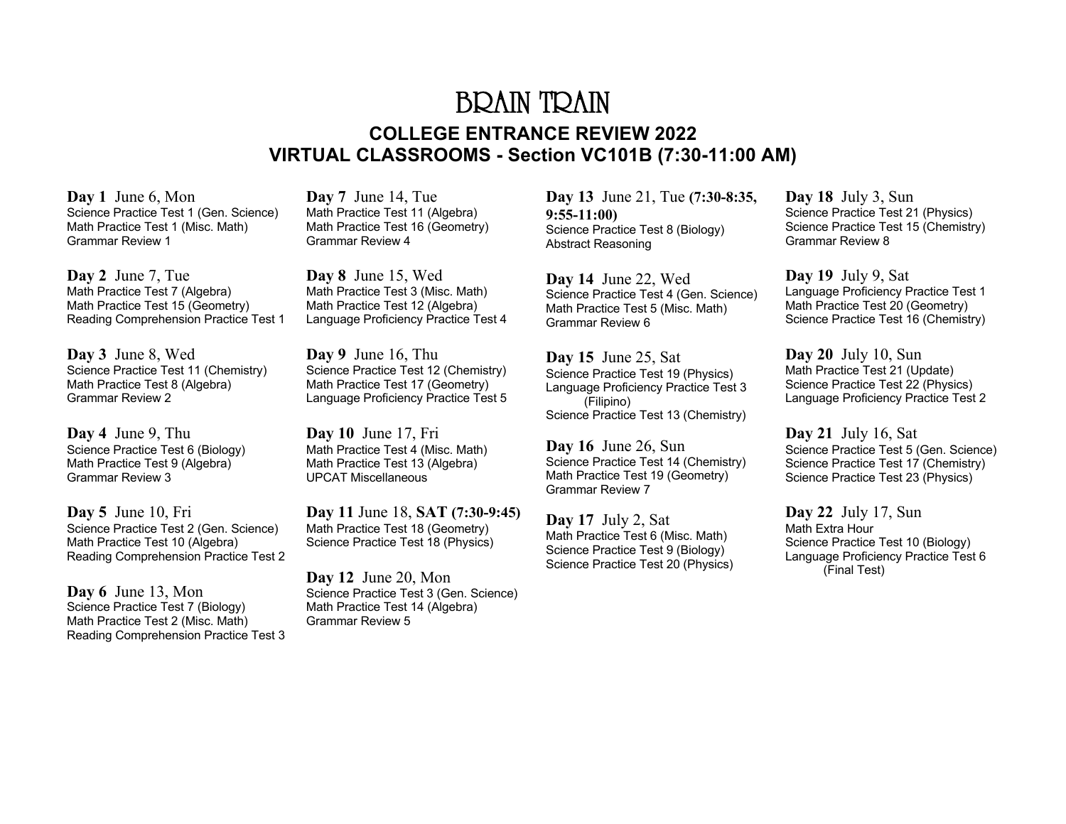# BRAIN TRAIN

## COLLEGE ENTRANCE REVIEW 2022
## VIRTUAL CLASSROOMS - Section VC101B (7:30-11:00 AM)

**Day 1** June 6, Mon
Science Practice Test 1 (Gen. Science)
Math Practice Test 1 (Misc. Math)
Grammar Review 1

**Day 2** June 7, Tue
Math Practice Test 7 (Algebra)
Math Practice Test 15 (Geometry)
Reading Comprehension Practice Test 1

**Day 3** June 8, Wed
Science Practice Test 11 (Chemistry)
Math Practice Test 8 (Algebra)
Grammar Review 2

**Day 4** June 9, Thu
Science Practice Test 6 (Biology)
Math Practice Test 9 (Algebra)
Grammar Review 3

**Day 5** June 10, Fri
Science Practice Test 2 (Gen. Science)
Math Practice Test 10 (Algebra)
Reading Comprehension Practice Test 2

**Day 6** June 13, Mon
Science Practice Test 7 (Biology)
Math Practice Test 2 (Misc. Math)
Reading Comprehension Practice Test 3

**Day 7** June 14, Tue
Math Practice Test 11 (Algebra)
Math Practice Test 16 (Geometry)
Grammar Review 4

**Day 8** June 15, Wed
Math Practice Test 3 (Misc. Math)
Math Practice Test 12 (Algebra)
Language Proficiency Practice Test 4

**Day 9** June 16, Thu
Science Practice Test 12 (Chemistry)
Math Practice Test 17 (Geometry)
Language Proficiency Practice Test 5

**Day 10** June 17, Fri
Math Practice Test 4 (Misc. Math)
Math Practice Test 13 (Algebra)
UPCAT Miscellaneous

**Day 11** June 18, **SAT (7:30-9:45)**
Math Practice Test 18 (Geometry)
Science Practice Test 18 (Physics)

**Day 12** June 20, Mon
Science Practice Test 3 (Gen. Science)
Math Practice Test 14 (Algebra)
Grammar Review 5

**Day 13** June 21, Tue **(7:30-8:35, 9:55-11:00)**
Science Practice Test 8 (Biology)
Abstract Reasoning

**Day 14** June 22, Wed
Science Practice Test 4 (Gen. Science)
Math Practice Test 5 (Misc. Math)
Grammar Review 6

**Day 15** June 25, Sat
Science Practice Test 19 (Physics)
Language Proficiency Practice Test 3 (Filipino)
Science Practice Test 13 (Chemistry)

**Day 16** June 26, Sun
Science Practice Test 14 (Chemistry)
Math Practice Test 19 (Geometry)
Grammar Review 7

**Day 17** July 2, Sat
Math Practice Test 6 (Misc. Math)
Science Practice Test 9 (Biology)
Science Practice Test 20 (Physics)

**Day 18** July 3, Sun
Science Practice Test 21 (Physics)
Science Practice Test 15 (Chemistry)
Grammar Review 8

**Day 19** July 9, Sat
Language Proficiency Practice Test 1
Math Practice Test 20 (Geometry)
Science Practice Test 16 (Chemistry)

**Day 20** July 10, Sun
Math Practice Test 21 (Update)
Science Practice Test 22 (Physics)
Language Proficiency Practice Test 2

**Day 21** July 16, Sat
Science Practice Test 5 (Gen. Science)
Science Practice Test 17 (Chemistry)
Science Practice Test 23 (Physics)

**Day 22** July 17, Sun
Math Extra Hour
Science Practice Test 10 (Biology)
Language Proficiency Practice Test 6 (Final Test)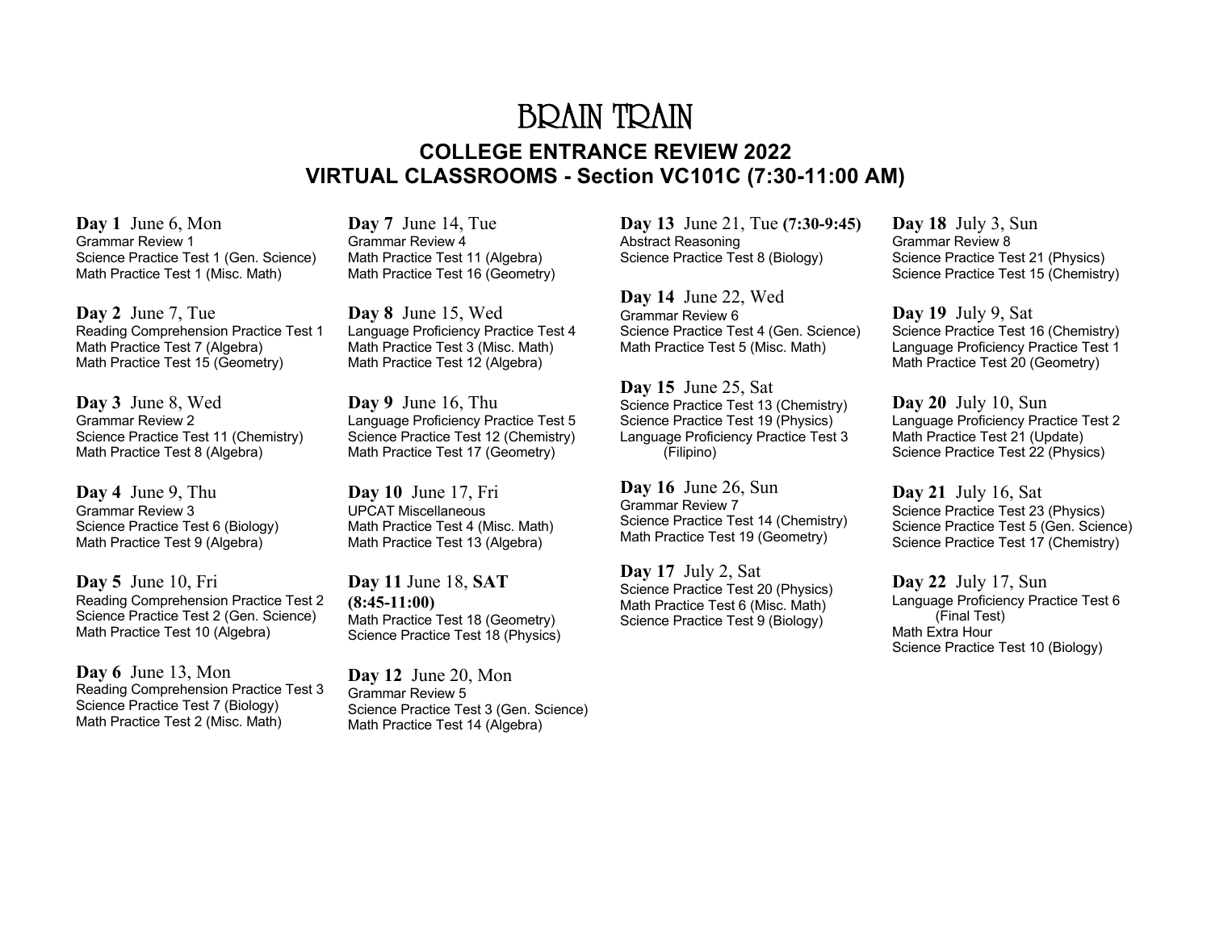# BRAIN TRAIN

## COLLEGE ENTRANCE REVIEW 2022
## VIRTUAL CLASSROOMS - Section VC101C (7:30-11:00 AM)

**Day 1** June 6, Mon
Grammar Review 1
Science Practice Test 1 (Gen. Science)
Math Practice Test 1 (Misc. Math)

**Day 2** June 7, Tue
Reading Comprehension Practice Test 1
Math Practice Test 7 (Algebra)
Math Practice Test 15 (Geometry)

**Day 3** June 8, Wed
Grammar Review 2
Science Practice Test 11 (Chemistry)
Math Practice Test 8 (Algebra)

**Day 4** June 9, Thu
Grammar Review 3
Science Practice Test 6 (Biology)
Math Practice Test 9 (Algebra)

**Day 5** June 10, Fri
Reading Comprehension Practice Test 2
Science Practice Test 2 (Gen. Science)
Math Practice Test 10 (Algebra)

**Day 6** June 13, Mon
Reading Comprehension Practice Test 3
Science Practice Test 7 (Biology)
Math Practice Test 2 (Misc. Math)

**Day 7** June 14, Tue
Grammar Review 4
Math Practice Test 11 (Algebra)
Math Practice Test 16 (Geometry)

**Day 8** June 15, Wed
Language Proficiency Practice Test 4
Math Practice Test 3 (Misc. Math)
Math Practice Test 12 (Algebra)

**Day 9** June 16, Thu
Language Proficiency Practice Test 5
Science Practice Test 12 (Chemistry)
Math Practice Test 17 (Geometry)

**Day 10** June 17, Fri
UPCAT Miscellaneous
Math Practice Test 4 (Misc. Math)
Math Practice Test 13 (Algebra)

**Day 11** June 18, **SAT (8:45-11:00)**
Math Practice Test 18 (Geometry)
Science Practice Test 18 (Physics)

**Day 12** June 20, Mon
Grammar Review 5
Science Practice Test 3 (Gen. Science)
Math Practice Test 14 (Algebra)

**Day 13** June 21, Tue **(7:30-9:45)**
Abstract Reasoning
Science Practice Test 8 (Biology)

**Day 14** June 22, Wed
Grammar Review 6
Science Practice Test 4 (Gen. Science)
Math Practice Test 5 (Misc. Math)

**Day 15** June 25, Sat
Science Practice Test 13 (Chemistry)
Science Practice Test 19 (Physics)
Language Proficiency Practice Test 3 (Filipino)

**Day 16** June 26, Sun
Grammar Review 7
Science Practice Test 14 (Chemistry)
Math Practice Test 19 (Geometry)

**Day 17** July 2, Sat
Science Practice Test 20 (Physics)
Math Practice Test 6 (Misc. Math)
Science Practice Test 9 (Biology)

**Day 18** July 3, Sun
Grammar Review 8
Science Practice Test 21 (Physics)
Science Practice Test 15 (Chemistry)

**Day 19** July 9, Sat
Science Practice Test 16 (Chemistry)
Language Proficiency Practice Test 1
Math Practice Test 20 (Geometry)

**Day 20** July 10, Sun
Language Proficiency Practice Test 2
Math Practice Test 21 (Update)
Science Practice Test 22 (Physics)

**Day 21** July 16, Sat
Science Practice Test 23 (Physics)
Science Practice Test 5 (Gen. Science)
Science Practice Test 17 (Chemistry)

**Day 22** July 17, Sun
Language Proficiency Practice Test 6 (Final Test)
Math Extra Hour
Science Practice Test 10 (Biology)